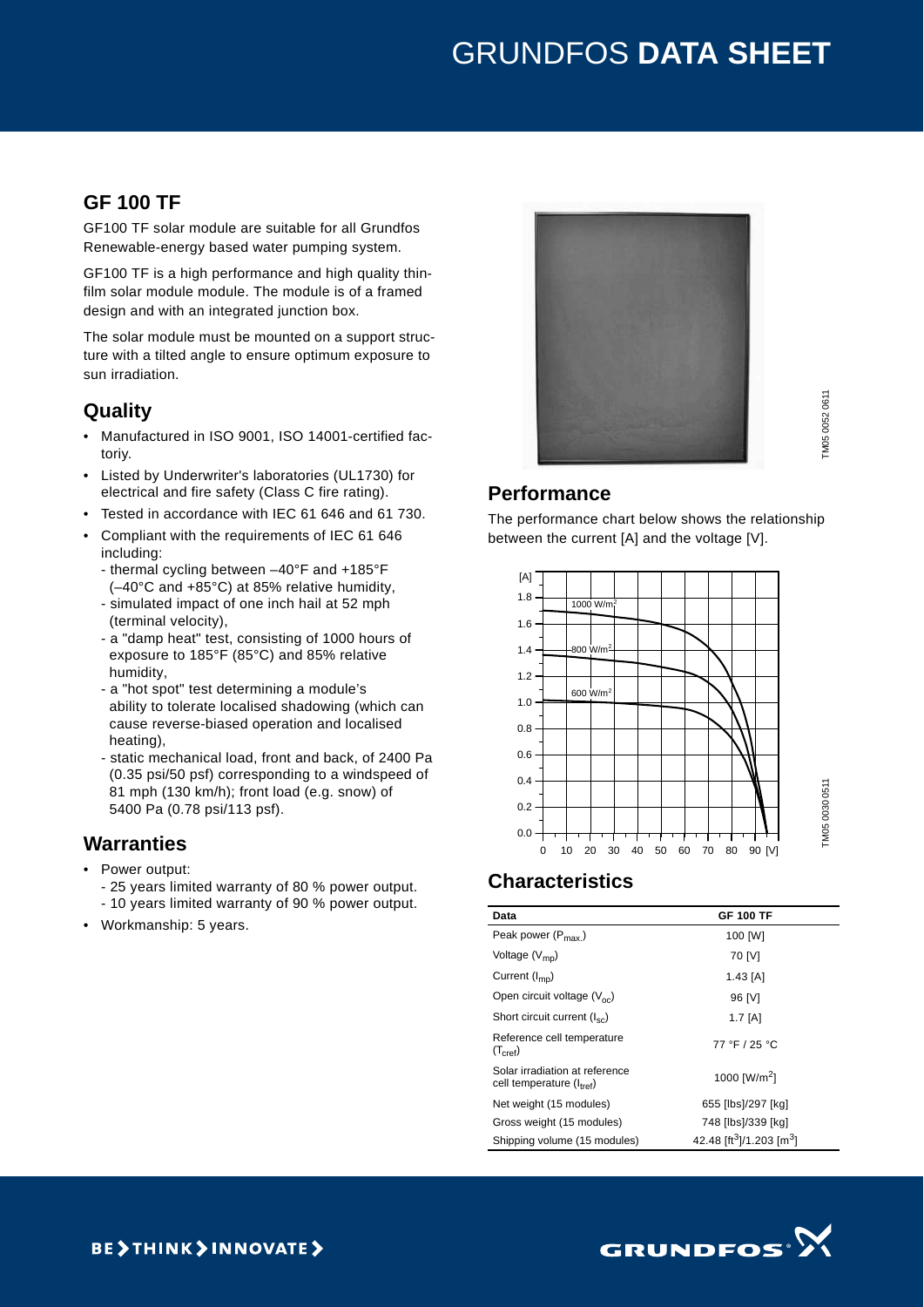# GRUNDFOS DATA SHEET

## GF 100 TF

GF100 TF solar module are suitable for all Grundfos Renewable-energy based water pumping system.

GF100 TF is a high performance and high quality thin-film solar module module. The module is of a framed design and with an integrated junction box.

The solar module must be mounted on a support structure with a tilted angle to ensure optimum exposure to sun irradiation.

## Quality

- Manufactured in ISO 9001, ISO 14001-certified factoriy.
- Listed by Underwriter's laboratories (UL1730) for electrical and fire safety (Class C fire rating).
- Tested in accordance with IEC 61 646 and 61 730.
- Compliant with the requirements of IEC 61 646 including:
  - thermal cycling between –40°F and +185°F (–40°C and +85°C) at 85% relative humidity,
  - simulated impact of one inch hail at 52 mph (terminal velocity),
  - a "damp heat" test, consisting of 1000 hours of exposure to 185°F (85°C) and 85% relative humidity,
  - a "hot spot" test determining a module's ability to tolerate localised shadowing (which can cause reverse-biased operation and localised heating),
  - static mechanical load, front and back, of 2400 Pa (0.35 psi/50 psf) corresponding to a windspeed of 81 mph (130 km/h); front load (e.g. snow) of 5400 Pa (0.78 psi/113 psf).

## Warranties

- Power output:
  - 25 years limited warranty of 80 % power output.
  - 10 years limited warranty of 90 % power output.
- Workmanship: 5 years.

TM05 0052 0611

## Performance

The performance chart below shows the relationship between the current [A] and the voltage [V].

TM05 0030 0511

## Characteristics

| Data | GF 100 TF |
|---|---|
| Peak power ($P_{max.}$) | 100 [W] |
| Voltage ($V_{mp}$) | 70 [V] |
| Current ($I_{mp}$) | 1.43 [A] |
| Open circuit voltage ($V_{oc}$) | 96 [V] |
| Short circuit current ($I_{sc}$) | 1.7 [A] |
| Reference cell temperature ($T_{cref}$) | 77 °F / 25 °C |
| Solar irradiation at reference cell temperature ($I_{tref}$) | 1000 [W/m$^2$] |
| Net weight (15 modules) | 655 [lbs]/297 [kg] |
| Gross weight (15 modules) | 748 [lbs]/339 [kg] |
| Shipping volume (15 modules) | 42.48 [ft$^3$]/1.203 [m$^3$] |

BE > THINK > INNOVATE >

GRUNDFOS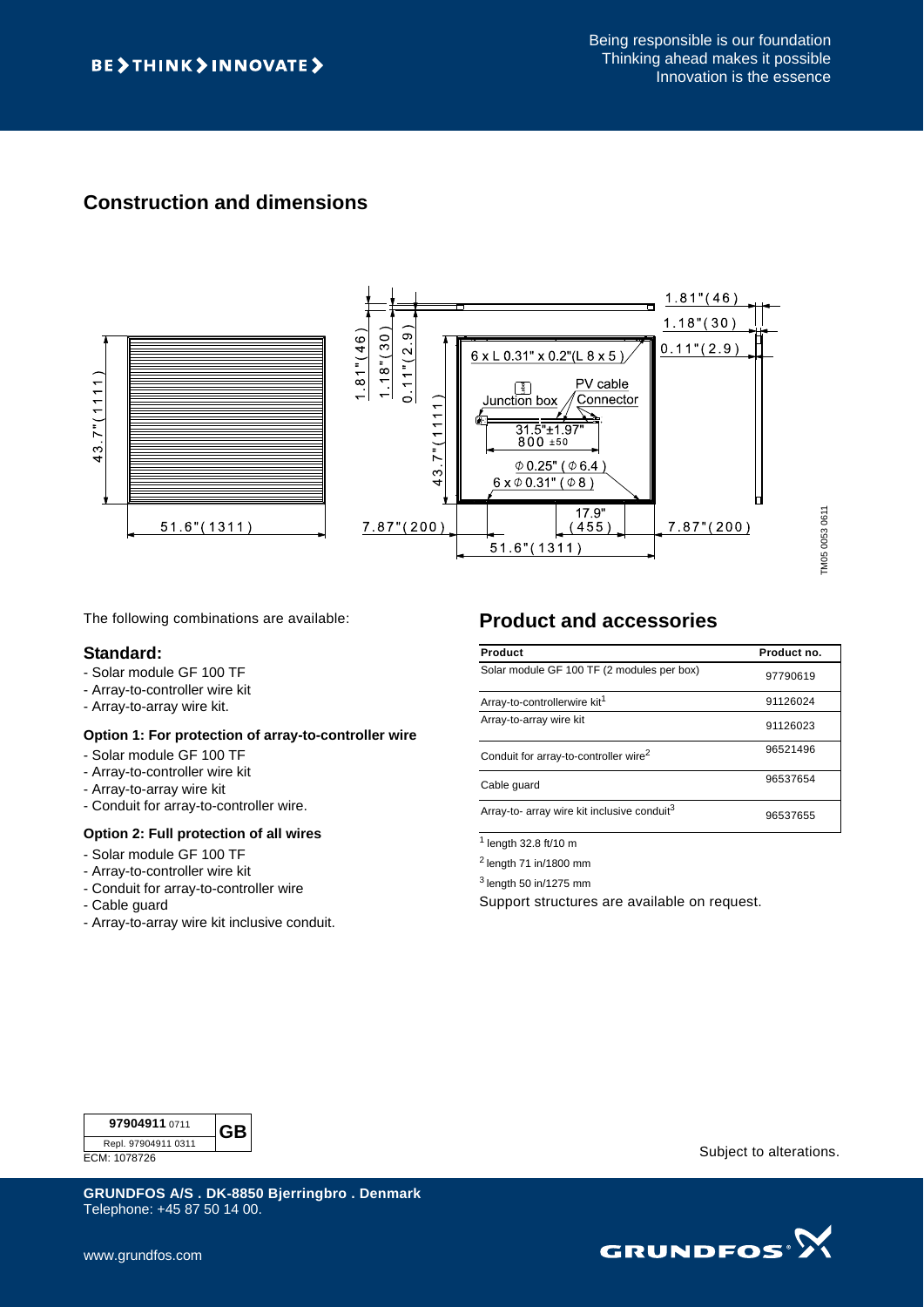## Construction and dimensions

43.7"(1111)

51.6"(1311)

1.81"(46)
1.18"(30)
0.11"(2.9)

6 x L 0.31" x 0.2"(L 8 x 5)

Junction box

PV cable
Connector

31.5"±1.97"
800 ±50

Φ 0.25" (Φ 6.4)
6 x Φ 0.31" (Φ 8)

43.7"(1111)

7.87"(200)

17.9"
(455)

7.87"(200)

51.6"(1311)

1.81"(46)
1.18"(30)
0.11"(2.9)

TM05 0053 0611

The following combinations are available:

### Standard:

- Solar module GF 100 TF
- Array-to-controller wire kit
- Array-to-array wire kit.

#### Option 1: For protection of array-to-controller wire

- Solar module GF 100 TF
- Array-to-controller wire kit
- Array-to-array wire kit
- Conduit for array-to-controller wire.

#### Option 2: Full protection of all wires

- Solar module GF 100 TF
- Array-to-controller wire kit
- Conduit for array-to-controller wire
- Cable guard
- Array-to-array wire kit inclusive conduit.

## Product and accessories

| Product | Product no. |
|---|---|
| Solar module GF 100 TF (2 modules per box) | 97790619 |
| Array-to-controllerwire kit[1] | 91126024 |
| Array-to-array wire kit | 91126023 |
| Conduit for array-to-controller wire[2] | 96521496 |
| Cable guard | 96537654 |
| Array-to- array wire kit inclusive conduit[3] | 96537655 |

[1] length 32.8 ft/10 m

[2] length 71 in/1800 mm

[3] length 50 in/1275 mm

Support structures are available on request.

| 97904911 0711 | GB |
|---|---|
| Repl. 97904911 0311 | |

ECM: 1078726

Subject to alterations.